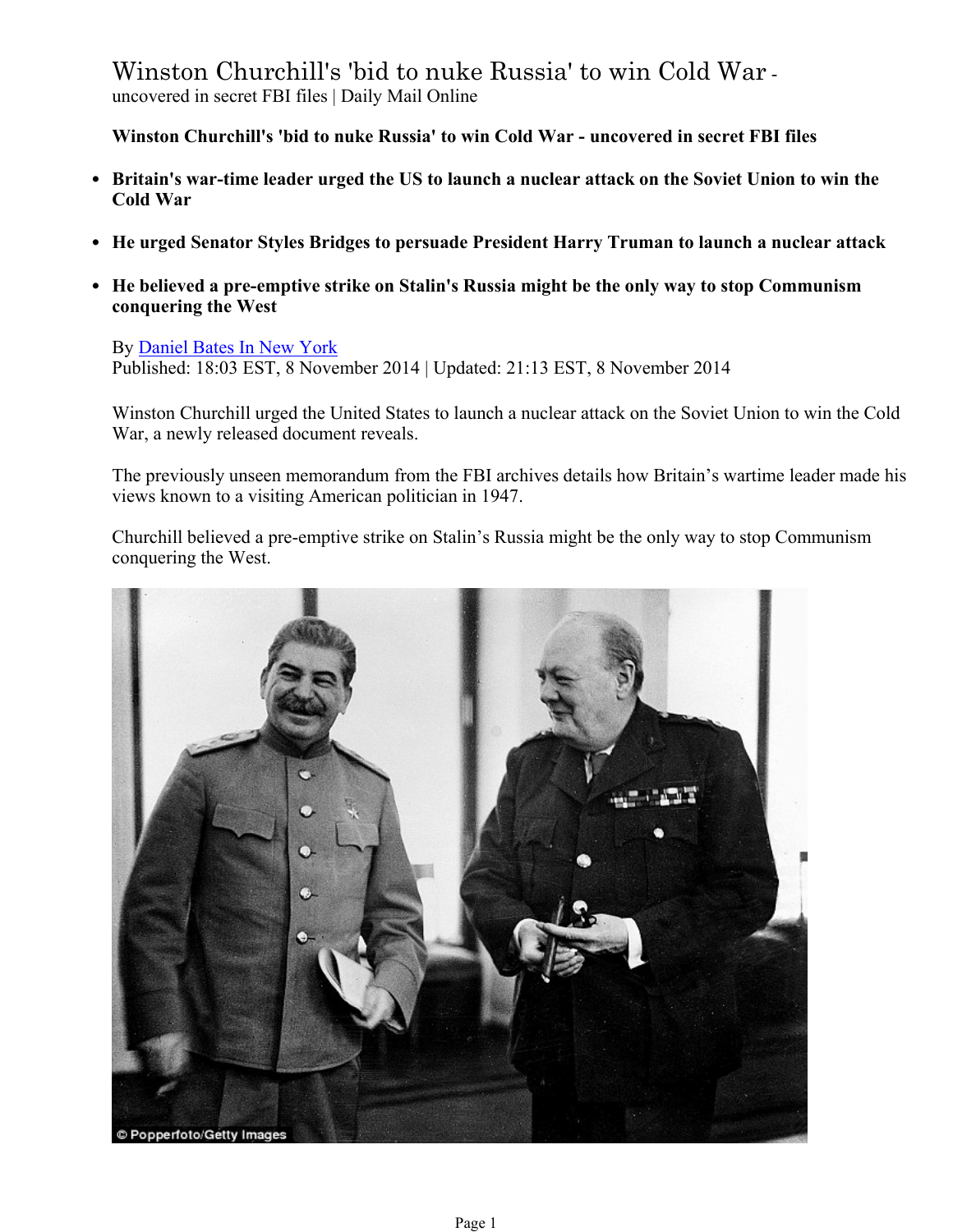# Winston Churchill's 'bid to nuke Russia' to win Cold War - uncovered in secret FBI files | Daily Mail Online

**Winston Churchill's 'bid to nuke Russia' to win Cold War - uncovered in secret FBI files**

- **Britain's war-time leader urged the US to launch a nuclear attack on the Soviet Union to win the Cold War**
- **He urged Senator Styles Bridges to persuade President Harry Truman to launch a nuclear attack**
- **He believed a pre-emptive strike on Stalin's Russia might be the only way to stop Communism conquering the West**

By Daniel Bates In New York
Published: 18:03 EST, 8 November 2014 | Updated: 21:13 EST, 8 November 2014

Winston Churchill urged the United States to launch a nuclear attack on the Soviet Union to win the Cold War, a newly released document reveals.

The previously unseen memorandum from the FBI archives details how Britain's wartime leader made his views known to a visiting American politician in 1947.

Churchill believed a pre-emptive strike on Stalin's Russia might be the only way to stop Communism conquering the West.

© Popperfoto/Getty Images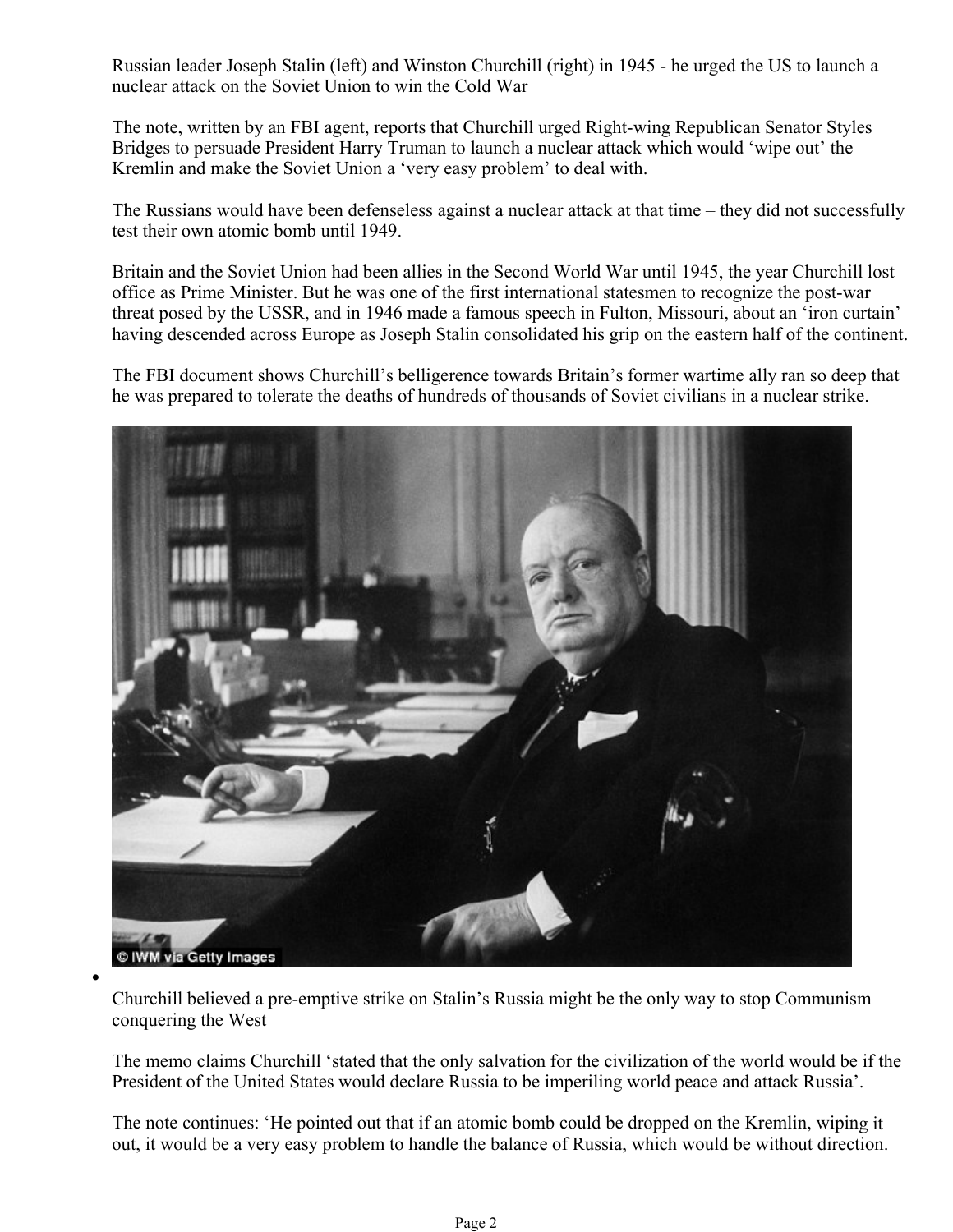Russian leader Joseph Stalin (left) and Winston Churchill (right) in 1945 - he urged the US to launch a nuclear attack on the Soviet Union to win the Cold War

The note, written by an FBI agent, reports that Churchill urged Right-wing Republican Senator Styles Bridges to persuade President Harry Truman to launch a nuclear attack which would 'wipe out' the Kremlin and make the Soviet Union a 'very easy problem' to deal with.

The Russians would have been defenseless against a nuclear attack at that time – they did not successfully test their own atomic bomb until 1949.

Britain and the Soviet Union had been allies in the Second World War until 1945, the year Churchill lost office as Prime Minister. But he was one of the first international statesmen to recognize the post-war threat posed by the USSR, and in 1946 made a famous speech in Fulton, Missouri, about an 'iron curtain' having descended across Europe as Joseph Stalin consolidated his grip on the eastern half of the continent.

The FBI document shows Churchill's belligerence towards Britain's former wartime ally ran so deep that he was prepared to tolerate the deaths of hundreds of thousands of Soviet civilians in a nuclear strike.

© IWM via Getty Images

Churchill believed a pre-emptive strike on Stalin's Russia might be the only way to stop Communism conquering the West

The memo claims Churchill 'stated that the only salvation for the civilization of the world would be if the President of the United States would declare Russia to be imperiling world peace and attack Russia'.

The note continues: 'He pointed out that if an atomic bomb could be dropped on the Kremlin, wiping it out, it would be a very easy problem to handle the balance of Russia, which would be without direction.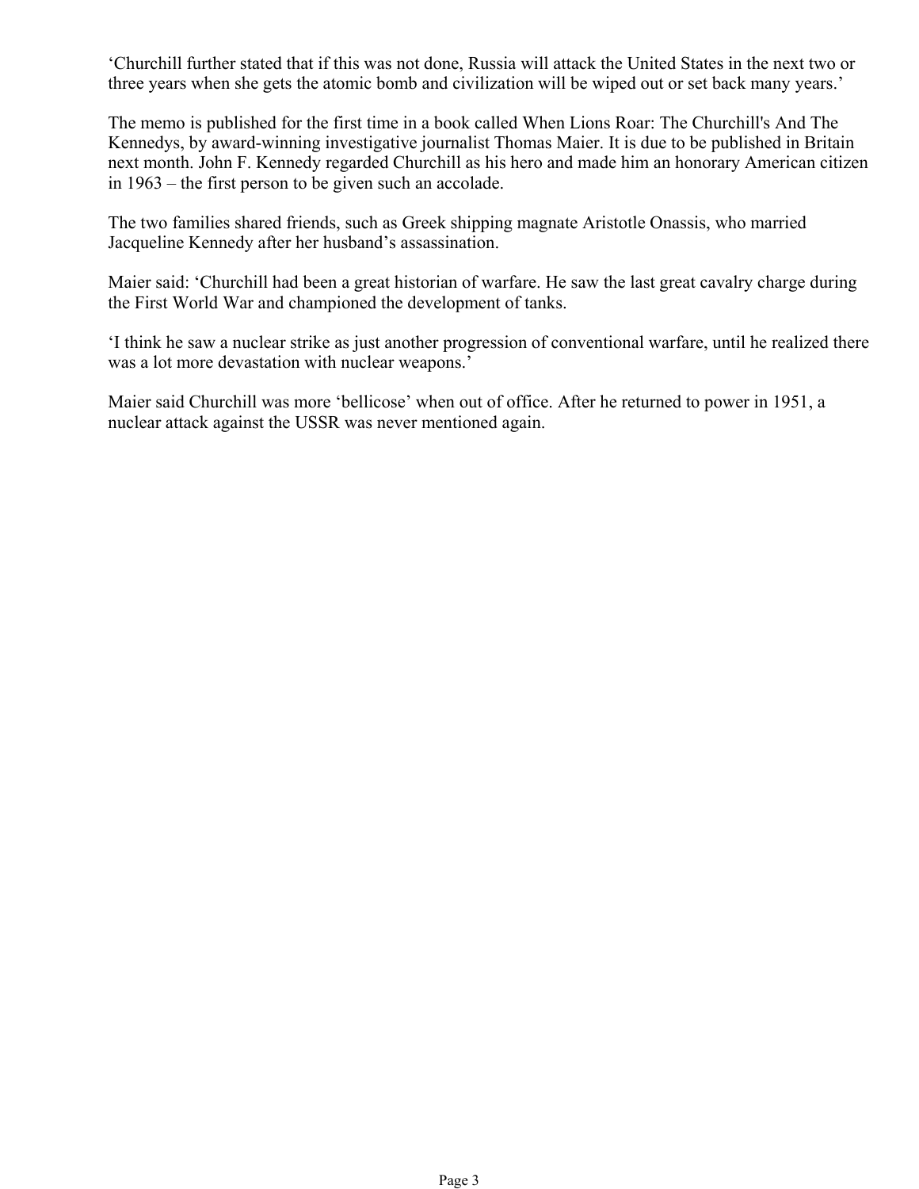'Churchill further stated that if this was not done, Russia will attack the United States in the next two or three years when she gets the atomic bomb and civilization will be wiped out or set back many years.'

The memo is published for the first time in a book called When Lions Roar: The Churchill's And The Kennedys, by award-winning investigative journalist Thomas Maier. It is due to be published in Britain next month. John F. Kennedy regarded Churchill as his hero and made him an honorary American citizen in 1963 – the first person to be given such an accolade.

The two families shared friends, such as Greek shipping magnate Aristotle Onassis, who married Jacqueline Kennedy after her husband's assassination.

Maier said: 'Churchill had been a great historian of warfare. He saw the last great cavalry charge during the First World War and championed the development of tanks.

'I think he saw a nuclear strike as just another progression of conventional warfare, until he realized there was a lot more devastation with nuclear weapons.'

Maier said Churchill was more 'bellicose' when out of office. After he returned to power in 1951, a nuclear attack against the USSR was never mentioned again.